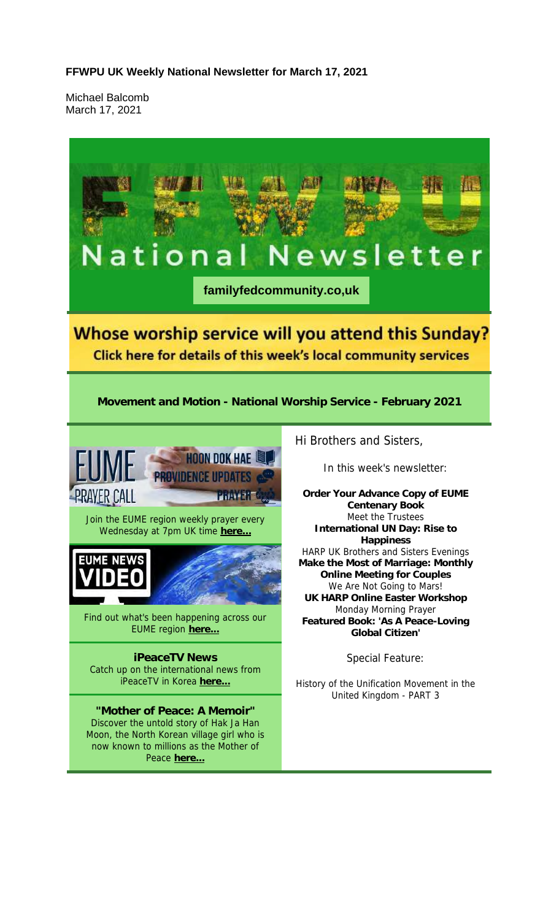**FFWPU UK Weekly National Newsletter for March 17, 2021**

Michael Balcomb
March 17, 2021

# National Newsletter

**familyfedcommunity.co,uk**

## Whose worship service will you attend this Sunday?

Click here for details of this week's local community services

**Movement and Motion - National Worship Service - February 2021**

Hi Brothers and Sisters,

In this week's newsletter:

**Order Your Advance Copy of EUME Centenary Book**
Meet the Trustees
**International UN Day: Rise to Happiness**
HARP UK Brothers and Sisters Evenings
**Make the Most of Marriage: Monthly Online Meeting for Couples**
We Are Not Going to Mars!
**UK HARP Online Easter Workshop**
Monday Morning Prayer
**Featured Book: 'As A Peace-Loving Global Citizen'**

Special Feature:

History of the Unification Movement in the United Kingdom - PART 3

EUME PRAYER CALL — HOON DOK HAE — PROVIDENCE UPDATES — PRAYER

Join the EUME region weekly prayer every Wednesday at 7pm UK time **here...**

EUME NEWS VIDEO

Find out what's been happening across our EUME region **here...**

**iPeaceTV News**
Catch up on the international news from iPeaceTV in Korea **here...**

**"Mother of Peace: A Memoir"**
Discover the untold story of Hak Ja Han Moon, the North Korean village girl who is now known to millions as the Mother of Peace **here...**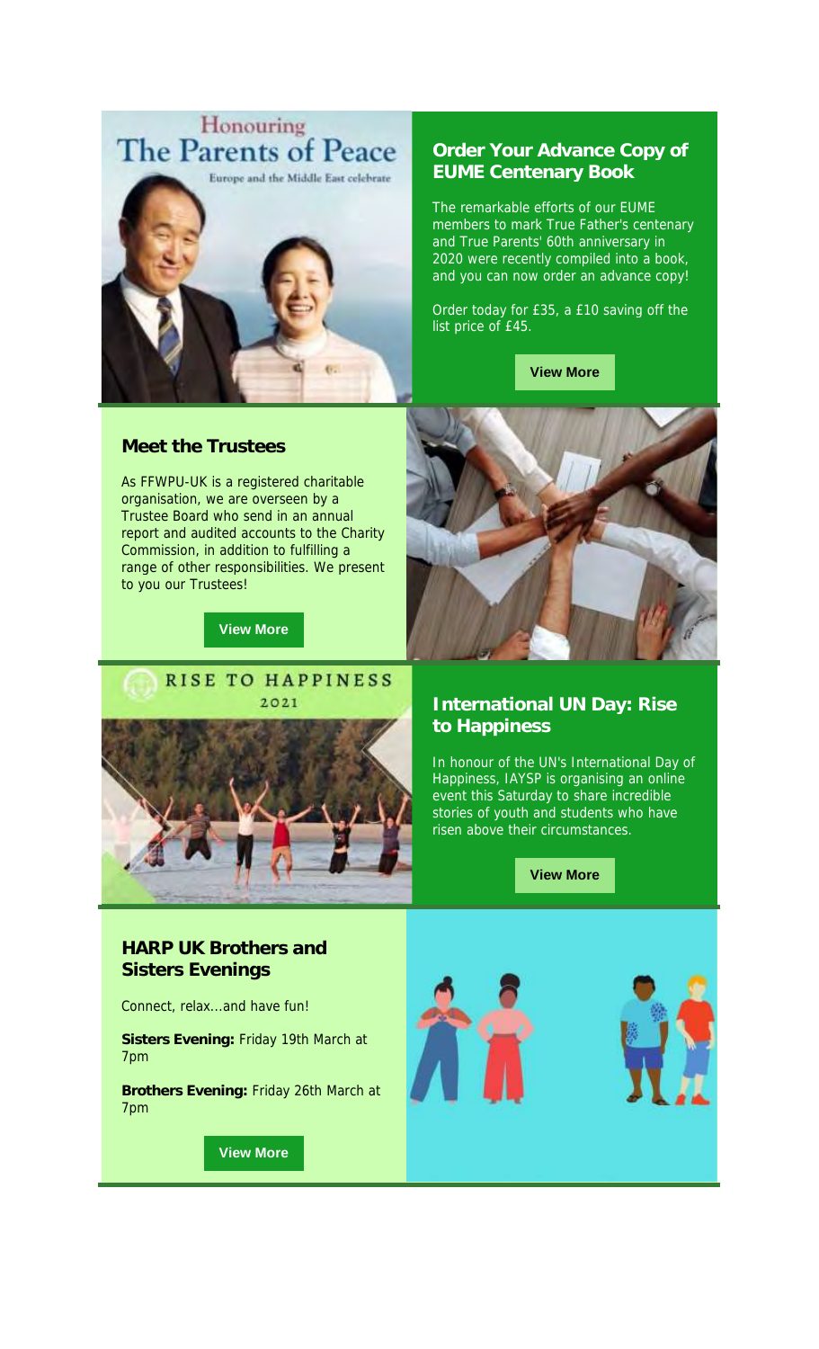Honouring
The Parents of Peace
Europe and the Middle East celebrate

## Order Your Advance Copy of EUME Centenary Book

The remarkable efforts of our EUME members to mark True Father's centenary and True Parents' 60th anniversary in 2020 were recently compiled into a book, and you can now order an advance copy!

Order today for £35, a £10 saving off the list price of £45.

View More

## Meet the Trustees

As FFWPU-UK is a registered charitable organisation, we are overseen by a Trustee Board who send in an annual report and audited accounts to the Charity Commission, in addition to fulfilling a range of other responsibilities. We present to you our Trustees!

View More

RISE TO HAPPINESS
2021

## International UN Day: Rise to Happiness

In honour of the UN's International Day of Happiness, IAYSP is organising an online event this Saturday to share incredible stories of youth and students who have risen above their circumstances.

View More

## HARP UK Brothers and Sisters Evenings

Connect, relax...and have fun!

**Sisters Evening:** Friday 19th March at 7pm

**Brothers Evening:** Friday 26th March at 7pm

View More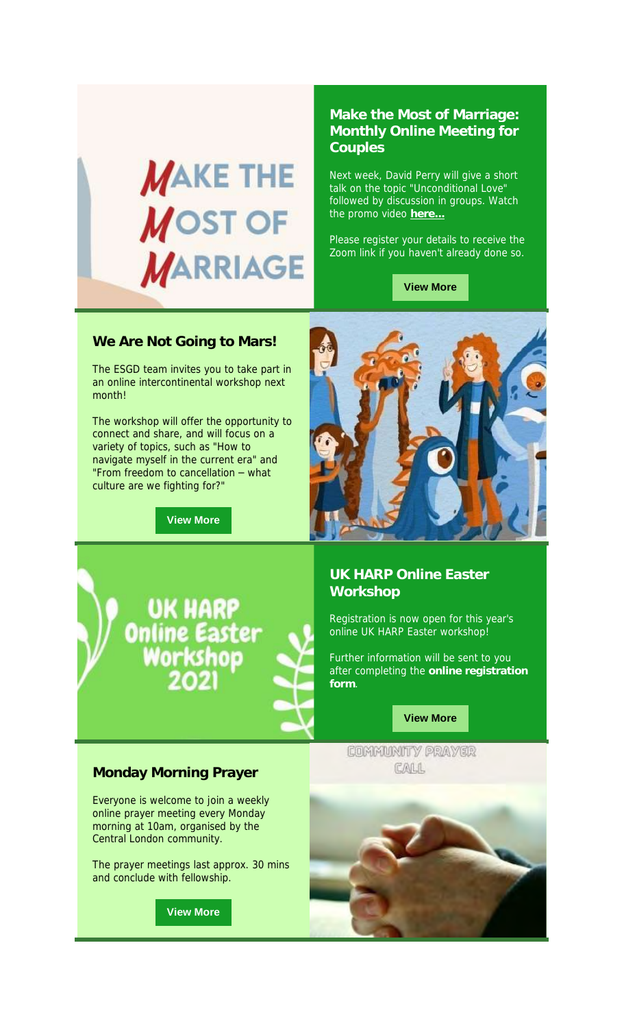## Make the Most of Marriage: Monthly Online Meeting for Couples

Next week, David Perry will give a short talk on the topic "Unconditional Love" followed by discussion in groups. Watch the promo video **here...**

Please register your details to receive the Zoom link if you haven't already done so.

**View More**

## We Are Not Going to Mars!

The ESGD team invites you to take part in an online intercontinental workshop next month!

The workshop will offer the opportunity to connect and share, and will focus on a variety of topics, such as "How to navigate myself in the current era" and "From freedom to cancellation – what culture are we fighting for?"

**View More**

## UK HARP Online Easter Workshop

Registration is now open for this year's online UK HARP Easter workshop!

Further information will be sent to you after completing the **online registration form**.

**View More**

## Monday Morning Prayer

Everyone is welcome to join a weekly online prayer meeting every Monday morning at 10am, organised by the Central London community.

The prayer meetings last approx. 30 mins and conclude with fellowship.

**View More**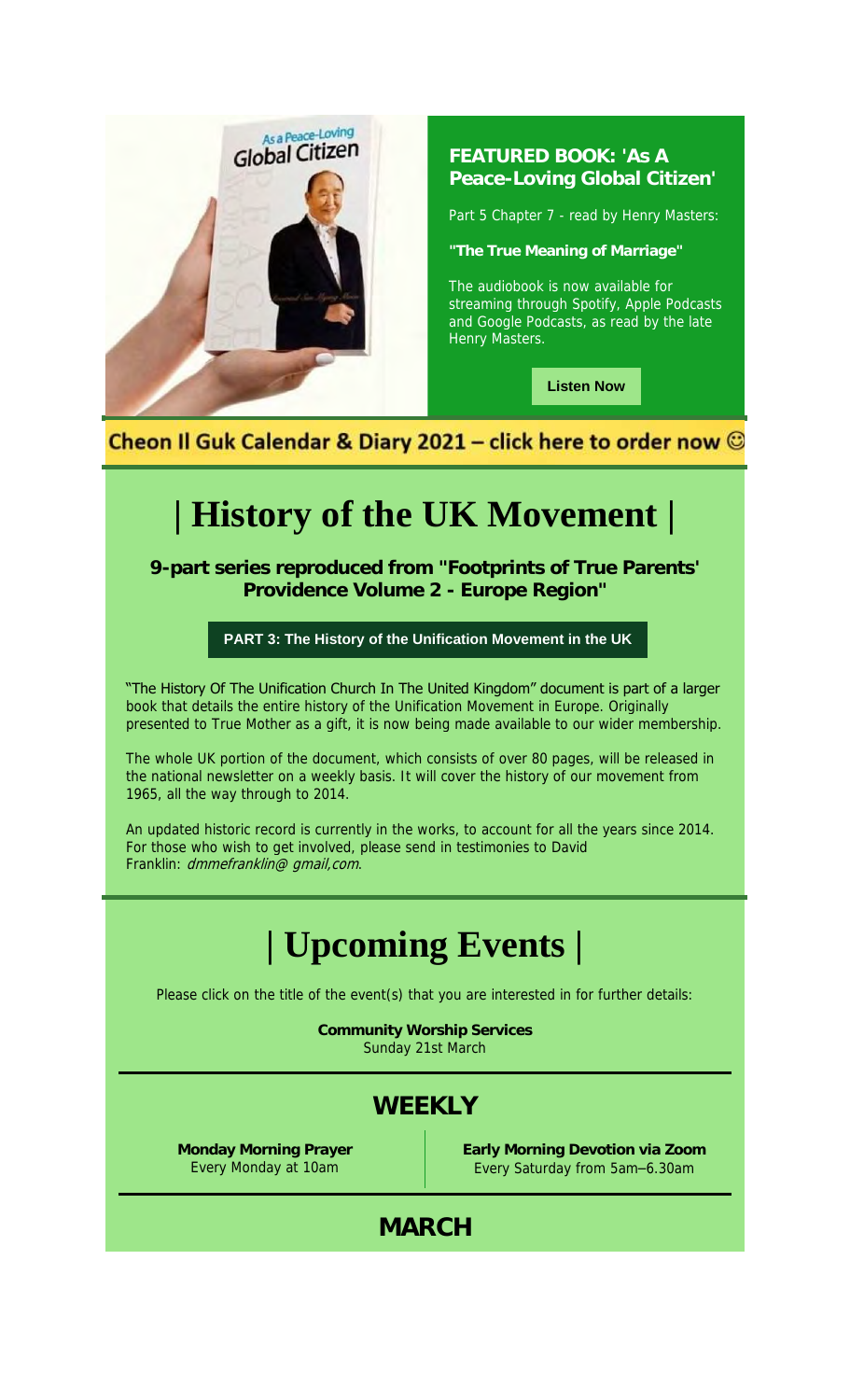## FEATURED BOOK: 'As A Peace-Loving Global Citizen'

Part 5 Chapter 7 - read by Henry Masters:

**"The True Meaning of Marriage"**

The audiobook is now available for streaming through Spotify, Apple Podcasts and Google Podcasts, as read by the late Henry Masters.

**Listen Now**

**Cheon Il Guk Calendar & Diary 2021 – click here to order now ☺**

# | History of the UK Movement |

**9-part series reproduced from "Footprints of True Parents' Providence Volume 2 - Europe Region"**

**PART 3: The History of the Unification Movement in the UK**

"The History Of The Unification Church In The United Kingdom" document is part of a larger book that details the entire history of the Unification Movement in Europe. Originally presented to True Mother as a gift, it is now being made available to our wider membership.

The whole UK portion of the document, which consists of over 80 pages, will be released in the national newsletter on a weekly basis. It will cover the history of our movement from 1965, all the way through to 2014.

An updated historic record is currently in the works, to account for all the years since 2014. For those who wish to get involved, please send in testimonies to David Franklin: *dmmefranklin@ gmail,com*.

# | Upcoming Events |

Please click on the title of the event(s) that you are interested in for further details:

**Community Worship Services**
Sunday 21st March

## WEEKLY

**Monday Morning Prayer**
Every Monday at 10am

**Early Morning Devotion via Zoom**
Every Saturday from 5am–6.30am

## MARCH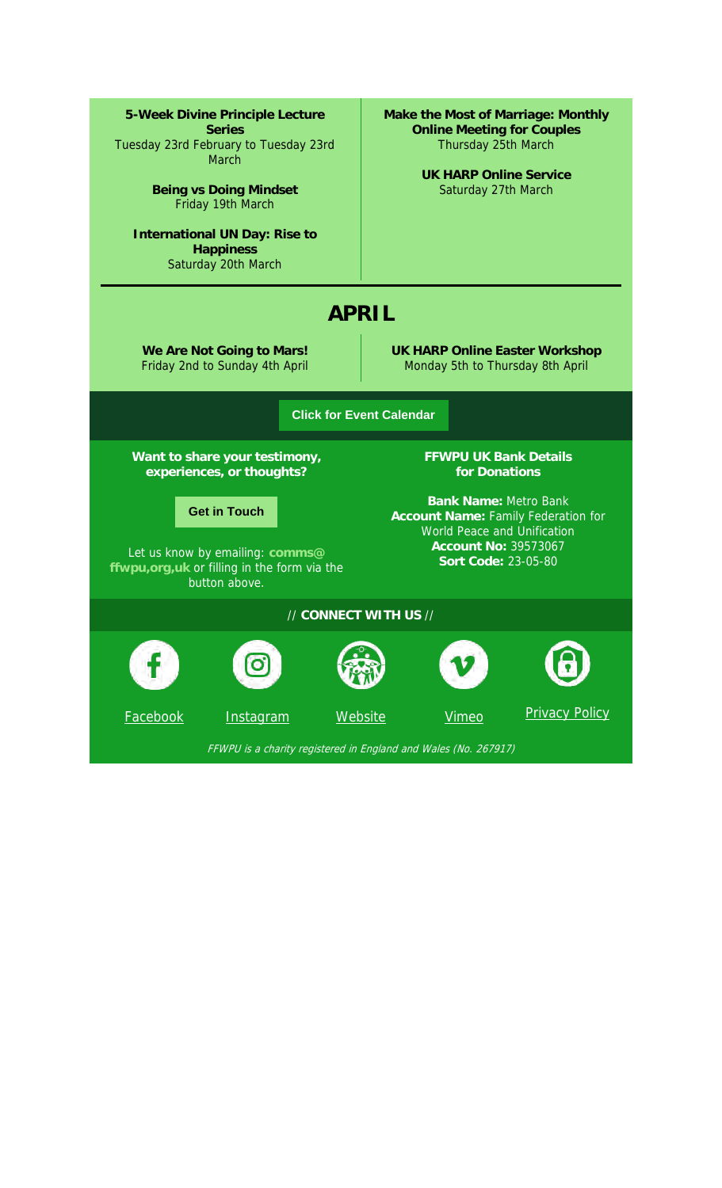**5-Week Divine Principle Lecture Series**
Tuesday 23rd February to Tuesday 23rd March

**Being vs Doing Mindset**
Friday 19th March

**International UN Day: Rise to Happiness**
Saturday 20th March

**Make the Most of Marriage: Monthly Online Meeting for Couples**
Thursday 25th March

**UK HARP Online Service**
Saturday 27th March

## APRIL

**We Are Not Going to Mars!**
Friday 2nd to Sunday 4th April

**UK HARP Online Easter Workshop**
Monday 5th to Thursday 8th April

**Click for Event Calendar**

**Want to share your testimony, experiences, or thoughts?**

**Get in Touch**

Let us know by emailing: **comms@ ffwpu,org,uk** or filling in the form via the button above.

**FFWPU UK Bank Details for Donations**

**Bank Name:** Metro Bank
**Account Name:** Family Federation for World Peace and Unification
**Account No:** 39573067
**Sort Code:** 23-05-80

// **CONNECT WITH US** //

Facebook Instagram Website Vimeo Privacy Policy

*FFWPU is a charity registered in England and Wales (No. 267917)*